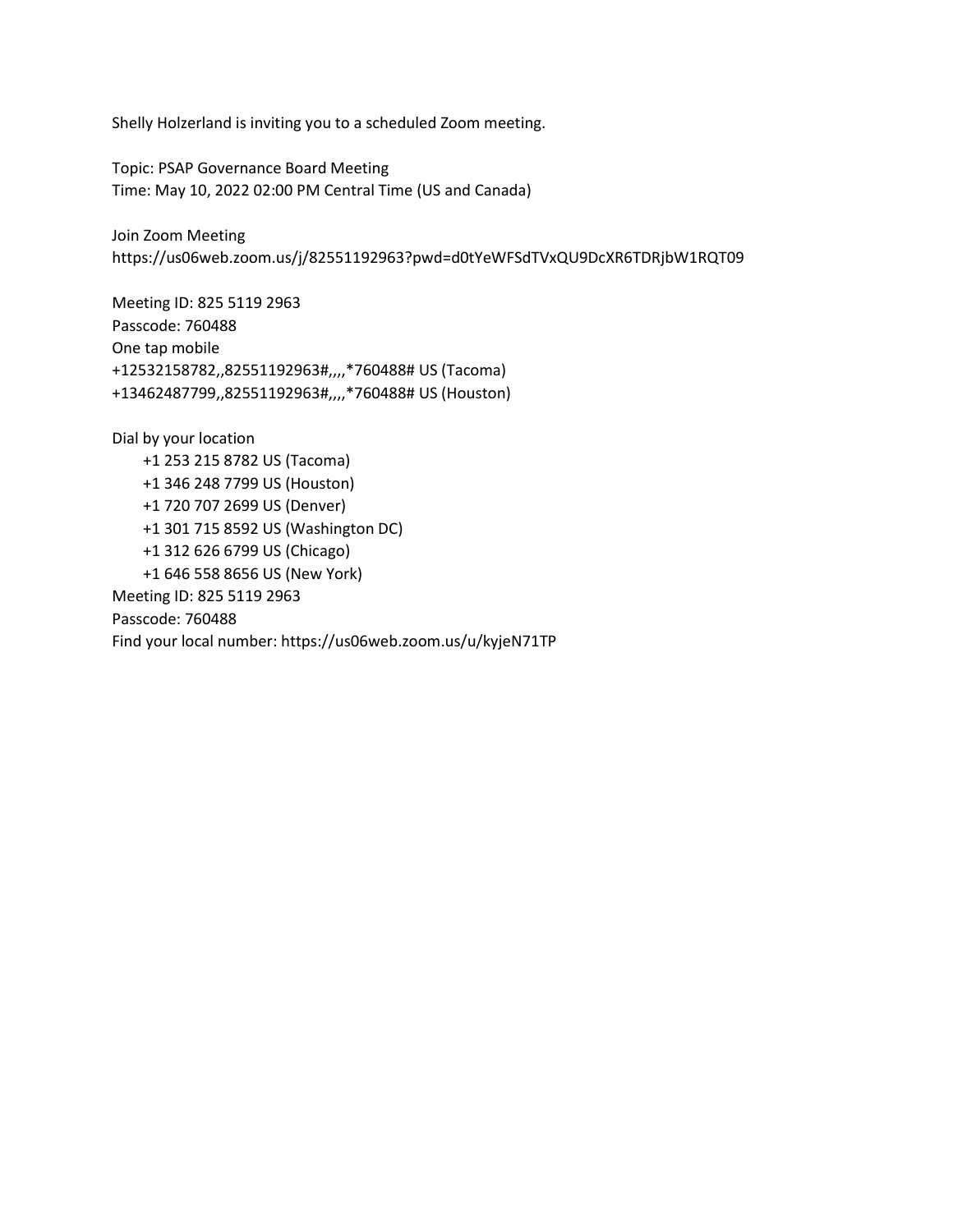Shelly Holzerland is inviting you to a scheduled Zoom meeting.

Topic: PSAP Governance Board Meeting
Time: May 10, 2022 02:00 PM Central Time (US and Canada)

Join Zoom Meeting
https://us06web.zoom.us/j/82551192963?pwd=d0tYeWFSdTVxQU9DcXR6TDRjbW1RQT09

Meeting ID: 825 5119 2963
Passcode: 760488
One tap mobile
+12532158782,,82551192963#,,,,*760488# US (Tacoma)
+13462487799,,82551192963#,,,,*760488# US (Houston)

Dial by your location
- +1 253 215 8782 US (Tacoma)
- +1 346 248 7799 US (Houston)
- +1 720 707 2699 US (Denver)
- +1 301 715 8592 US (Washington DC)
- +1 312 626 6799 US (Chicago)
- +1 646 558 8656 US (New York)

Meeting ID: 825 5119 2963
Passcode: 760488
Find your local number: https://us06web.zoom.us/u/kyjeN71TP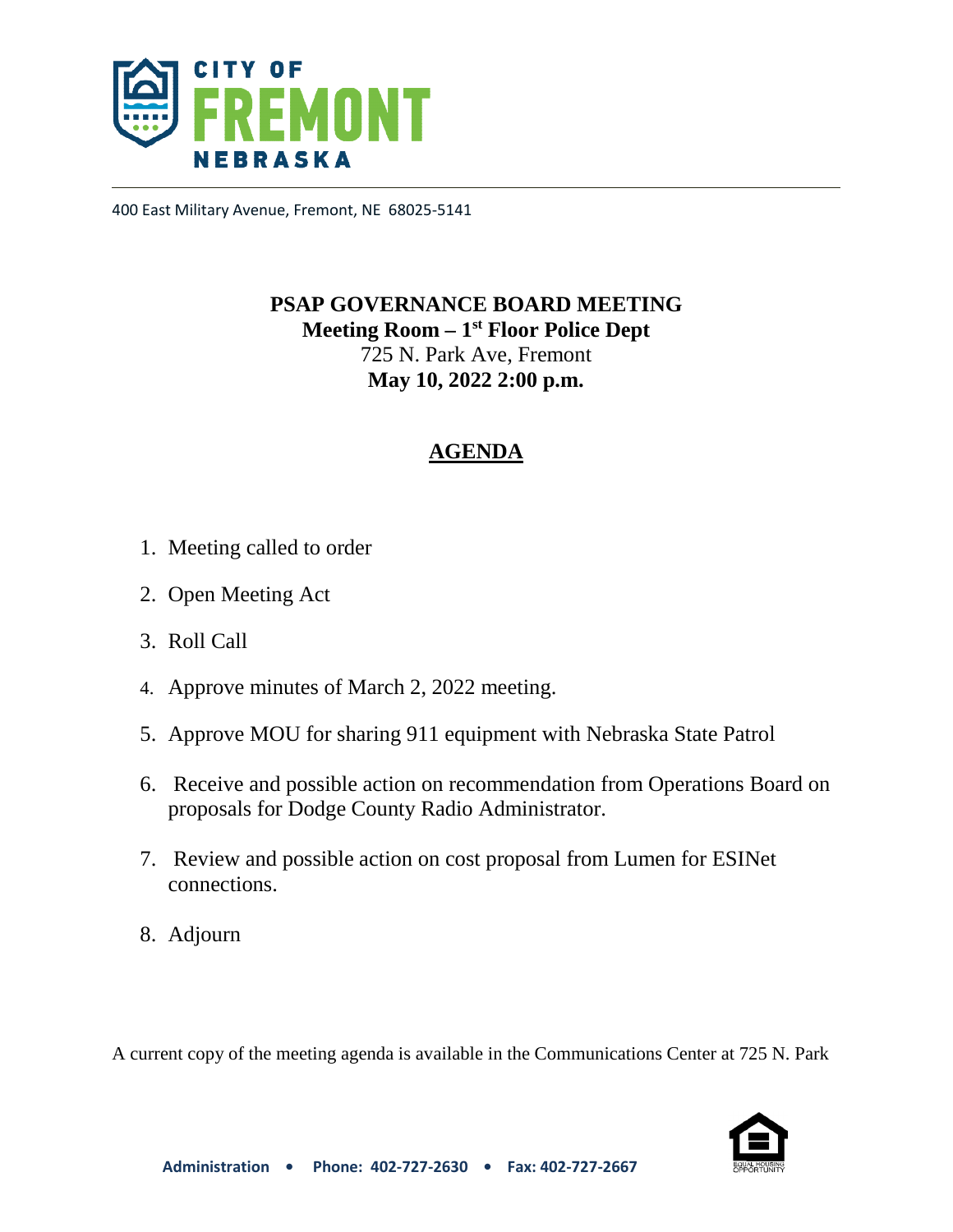CITY OF **FREMONT** NEBRASKA

400 East Military Avenue, Fremont, NE 68025-5141

# PSAP GOVERNANCE BOARD MEETING

**Meeting Room – 1st Floor Police Dept**

725 N. Park Ave, Fremont

**May 10, 2022 2:00 p.m.**

## AGENDA

1. Meeting called to order
2. Open Meeting Act
3. Roll Call
4. Approve minutes of March 2, 2022 meeting.
5. Approve MOU for sharing 911 equipment with Nebraska State Patrol
6. Receive and possible action on recommendation from Operations Board on proposals for Dodge County Radio Administrator.
7. Review and possible action on cost proposal from Lumen for ESINet connections.
8. Adjourn

A current copy of the meeting agenda is available in the Communications Center at 725 N. Park

**Administration • Phone: 402-727-2630 • Fax: 402-727-2667**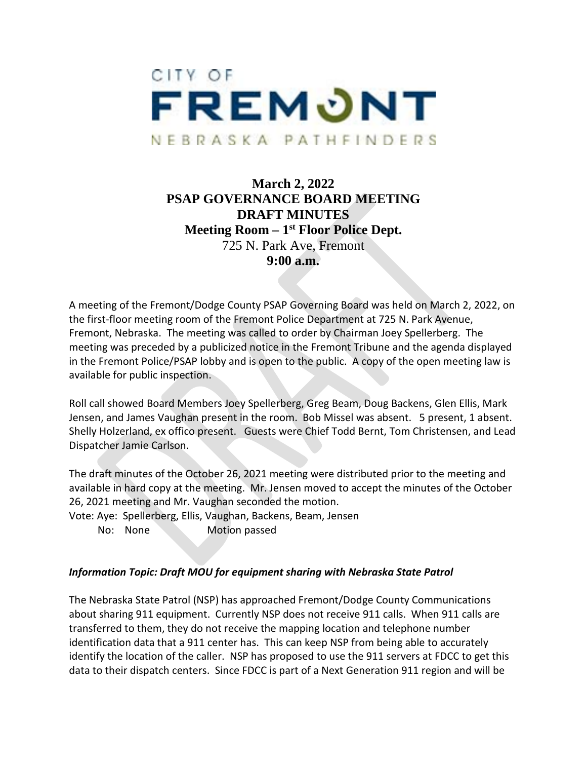CITY OF

FREMONT

NEBRASKA PATHFINDERS

**March 2, 2022**
**PSAP GOVERNANCE BOARD MEETING**
**DRAFT MINUTES**
**Meeting Room – 1st Floor Police Dept.**
725 N. Park Ave, Fremont
**9:00 a.m.**

A meeting of the Fremont/Dodge County PSAP Governing Board was held on March 2, 2022, on the first-floor meeting room of the Fremont Police Department at 725 N. Park Avenue, Fremont, Nebraska. The meeting was called to order by Chairman Joey Spellerberg. The meeting was preceded by a publicized notice in the Fremont Tribune and the agenda displayed in the Fremont Police/PSAP lobby and is open to the public. A copy of the open meeting law is available for public inspection.

Roll call showed Board Members Joey Spellerberg, Greg Beam, Doug Backens, Glen Ellis, Mark Jensen, and James Vaughan present in the room. Bob Missel was absent. 5 present, 1 absent. Shelly Holzerland, ex offico present. Guests were Chief Todd Bernt, Tom Christensen, and Lead Dispatcher Jamie Carlson.

The draft minutes of the October 26, 2021 meeting were distributed prior to the meeting and available in hard copy at the meeting. Mr. Jensen moved to accept the minutes of the October 26, 2021 meeting and Mr. Vaughan seconded the motion.

Vote: Aye: Spellerberg, Ellis, Vaughan, Backens, Beam, Jensen
No: None Motion passed

***Information Topic: Draft MOU for equipment sharing with Nebraska State Patrol***

The Nebraska State Patrol (NSP) has approached Fremont/Dodge County Communications about sharing 911 equipment. Currently NSP does not receive 911 calls. When 911 calls are transferred to them, they do not receive the mapping location and telephone number identification data that a 911 center has. This can keep NSP from being able to accurately identify the location of the caller. NSP has proposed to use the 911 servers at FDCC to get this data to their dispatch centers. Since FDCC is part of a Next Generation 911 region and will be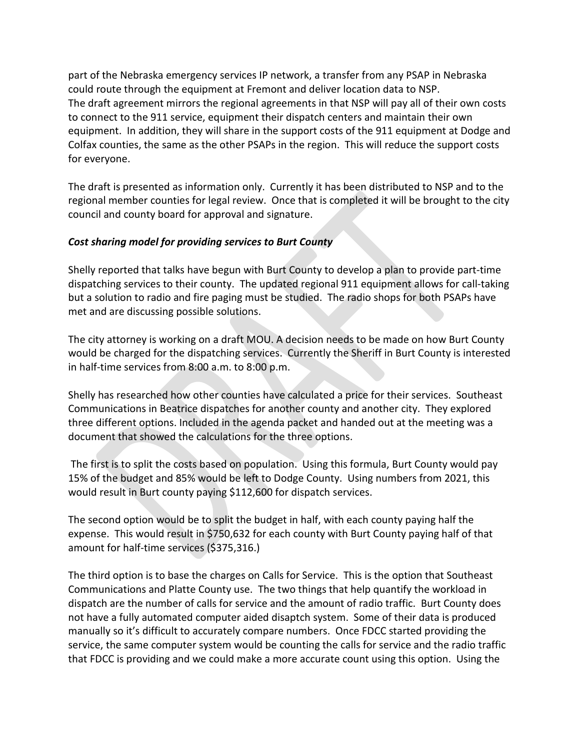part of the Nebraska emergency services IP network, a transfer from any PSAP in Nebraska could route through the equipment at Fremont and deliver location data to NSP.
The draft agreement mirrors the regional agreements in that NSP will pay all of their own costs to connect to the 911 service, equipment their dispatch centers and maintain their own equipment. In addition, they will share in the support costs of the 911 equipment at Dodge and Colfax counties, the same as the other PSAPs in the region. This will reduce the support costs for everyone.

The draft is presented as information only. Currently it has been distributed to NSP and to the regional member counties for legal review. Once that is completed it will be brought to the city council and county board for approval and signature.

***Cost sharing model for providing services to Burt County***

Shelly reported that talks have begun with Burt County to develop a plan to provide part-time dispatching services to their county. The updated regional 911 equipment allows for call-taking but a solution to radio and fire paging must be studied. The radio shops for both PSAPs have met and are discussing possible solutions.

The city attorney is working on a draft MOU. A decision needs to be made on how Burt County would be charged for the dispatching services. Currently the Sheriff in Burt County is interested in half-time services from 8:00 a.m. to 8:00 p.m.

Shelly has researched how other counties have calculated a price for their services. Southeast Communications in Beatrice dispatches for another county and another city. They explored three different options. Included in the agenda packet and handed out at the meeting was a document that showed the calculations for the three options.

The first is to split the costs based on population. Using this formula, Burt County would pay 15% of the budget and 85% would be left to Dodge County. Using numbers from 2021, this would result in Burt county paying $112,600 for dispatch services.

The second option would be to split the budget in half, with each county paying half the expense. This would result in $750,632 for each county with Burt County paying half of that amount for half-time services ($375,316.)

The third option is to base the charges on Calls for Service. This is the option that Southeast Communications and Platte County use. The two things that help quantify the workload in dispatch are the number of calls for service and the amount of radio traffic. Burt County does not have a fully automated computer aided disaptch system. Some of their data is produced manually so it's difficult to accurately compare numbers. Once FDCC started providing the service, the same computer system would be counting the calls for service and the radio traffic that FDCC is providing and we could make a more accurate count using this option. Using the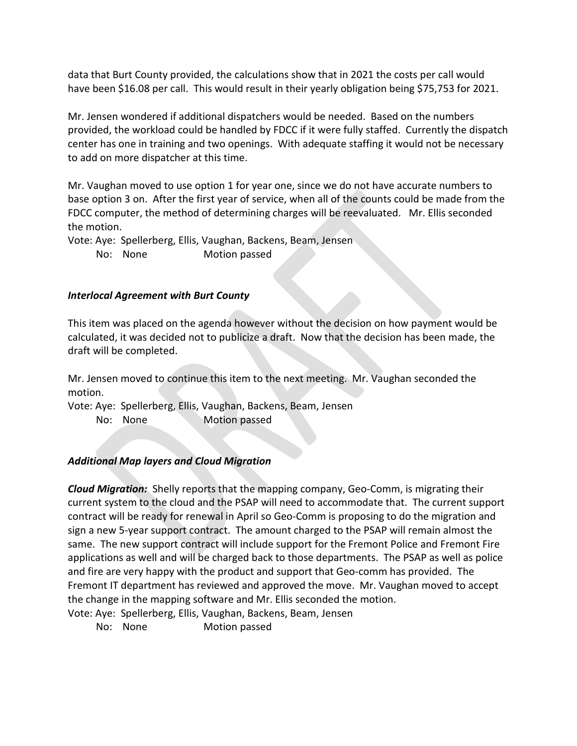data that Burt County provided, the calculations show that in 2021 the costs per call would have been $16.08 per call. This would result in their yearly obligation being $75,753 for 2021.

Mr. Jensen wondered if additional dispatchers would be needed. Based on the numbers provided, the workload could be handled by FDCC if it were fully staffed. Currently the dispatch center has one in training and two openings. With adequate staffing it would not be necessary to add on more dispatcher at this time.

Mr. Vaughan moved to use option 1 for year one, since we do not have accurate numbers to base option 3 on. After the first year of service, when all of the counts could be made from the FDCC computer, the method of determining charges will be reevaluated. Mr. Ellis seconded the motion.

Vote: Aye: Spellerberg, Ellis, Vaughan, Backens, Beam, Jensen
No: None Motion passed

### *Interlocal Agreement with Burt County*

This item was placed on the agenda however without the decision on how payment would be calculated, it was decided not to publicize a draft. Now that the decision has been made, the draft will be completed.

Mr. Jensen moved to continue this item to the next meeting. Mr. Vaughan seconded the motion.

Vote: Aye: Spellerberg, Ellis, Vaughan, Backens, Beam, Jensen
No: None Motion passed

### *Additional Map layers and Cloud Migration*

***Cloud Migration:*** Shelly reports that the mapping company, Geo-Comm, is migrating their current system to the cloud and the PSAP will need to accommodate that. The current support contract will be ready for renewal in April so Geo-Comm is proposing to do the migration and sign a new 5-year support contract. The amount charged to the PSAP will remain almost the same. The new support contract will include support for the Fremont Police and Fremont Fire applications as well and will be charged back to those departments. The PSAP as well as police and fire are very happy with the product and support that Geo-comm has provided. The Fremont IT department has reviewed and approved the move. Mr. Vaughan moved to accept the change in the mapping software and Mr. Ellis seconded the motion.

Vote: Aye: Spellerberg, Ellis, Vaughan, Backens, Beam, Jensen
No: None Motion passed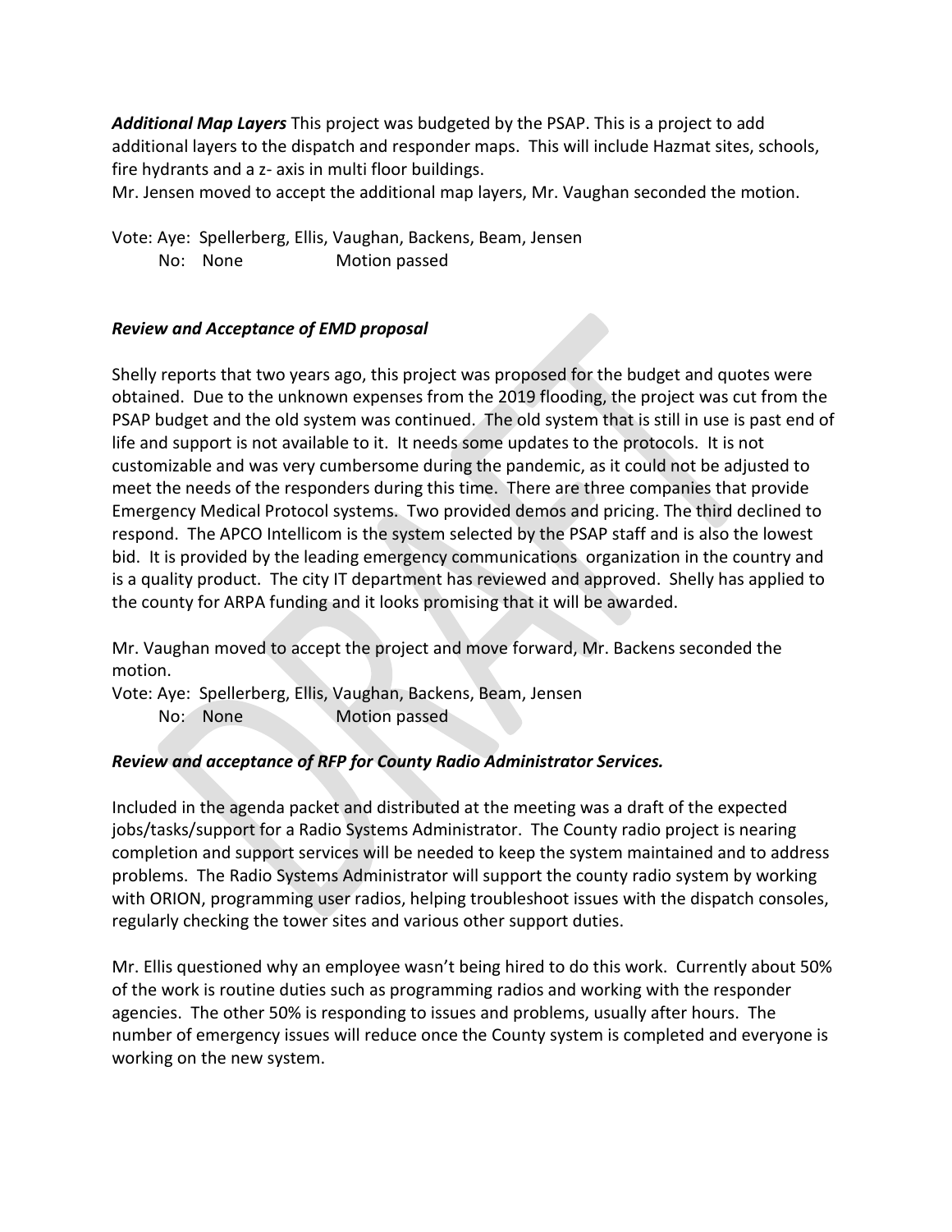***Additional Map Layers*** This project was budgeted by the PSAP. This is a project to add additional layers to the dispatch and responder maps. This will include Hazmat sites, schools, fire hydrants and a z- axis in multi floor buildings.
Mr. Jensen moved to accept the additional map layers, Mr. Vaughan seconded the motion.

Vote: Aye: Spellerberg, Ellis, Vaughan, Backens, Beam, Jensen
No: None Motion passed

***Review and Acceptance of EMD proposal***

Shelly reports that two years ago, this project was proposed for the budget and quotes were obtained. Due to the unknown expenses from the 2019 flooding, the project was cut from the PSAP budget and the old system was continued. The old system that is still in use is past end of life and support is not available to it. It needs some updates to the protocols. It is not customizable and was very cumbersome during the pandemic, as it could not be adjusted to meet the needs of the responders during this time. There are three companies that provide Emergency Medical Protocol systems. Two provided demos and pricing. The third declined to respond. The APCO Intellicom is the system selected by the PSAP staff and is also the lowest bid. It is provided by the leading emergency communications organization in the country and is a quality product. The city IT department has reviewed and approved. Shelly has applied to the county for ARPA funding and it looks promising that it will be awarded.

Mr. Vaughan moved to accept the project and move forward, Mr. Backens seconded the motion.
Vote: Aye: Spellerberg, Ellis, Vaughan, Backens, Beam, Jensen
No: None Motion passed

***Review and acceptance of RFP for County Radio Administrator Services.***

Included in the agenda packet and distributed at the meeting was a draft of the expected jobs/tasks/support for a Radio Systems Administrator. The County radio project is nearing completion and support services will be needed to keep the system maintained and to address problems. The Radio Systems Administrator will support the county radio system by working with ORION, programming user radios, helping troubleshoot issues with the dispatch consoles, regularly checking the tower sites and various other support duties.

Mr. Ellis questioned why an employee wasn't being hired to do this work. Currently about 50% of the work is routine duties such as programming radios and working with the responder agencies. The other 50% is responding to issues and problems, usually after hours. The number of emergency issues will reduce once the County system is completed and everyone is working on the new system.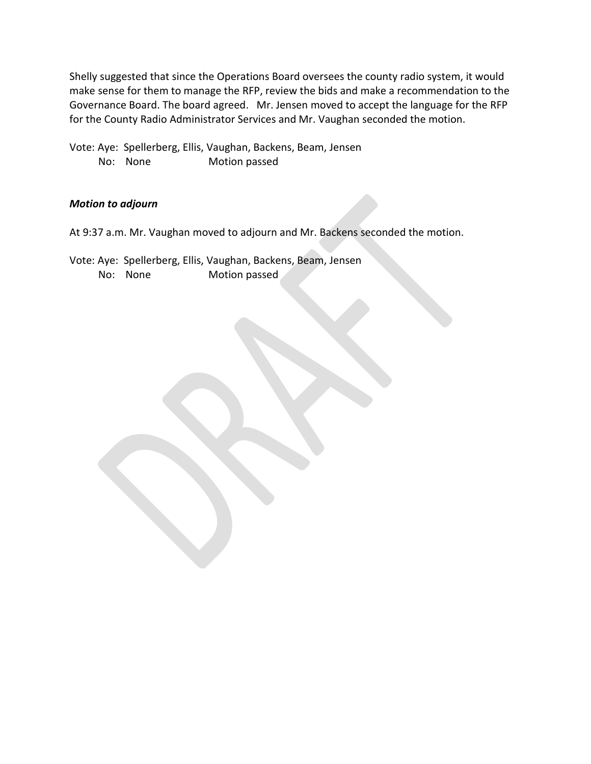Shelly suggested that since the Operations Board oversees the county radio system, it would make sense for them to manage the RFP, review the bids and make a recommendation to the Governance Board. The board agreed. Mr. Jensen moved to accept the language for the RFP for the County Radio Administrator Services and Mr. Vaughan seconded the motion.

Vote: Aye: Spellerberg, Ellis, Vaughan, Backens, Beam, Jensen
No: None Motion passed

***Motion to adjourn***

At 9:37 a.m. Mr. Vaughan moved to adjourn and Mr. Backens seconded the motion.

Vote: Aye: Spellerberg, Ellis, Vaughan, Backens, Beam, Jensen
No: None Motion passed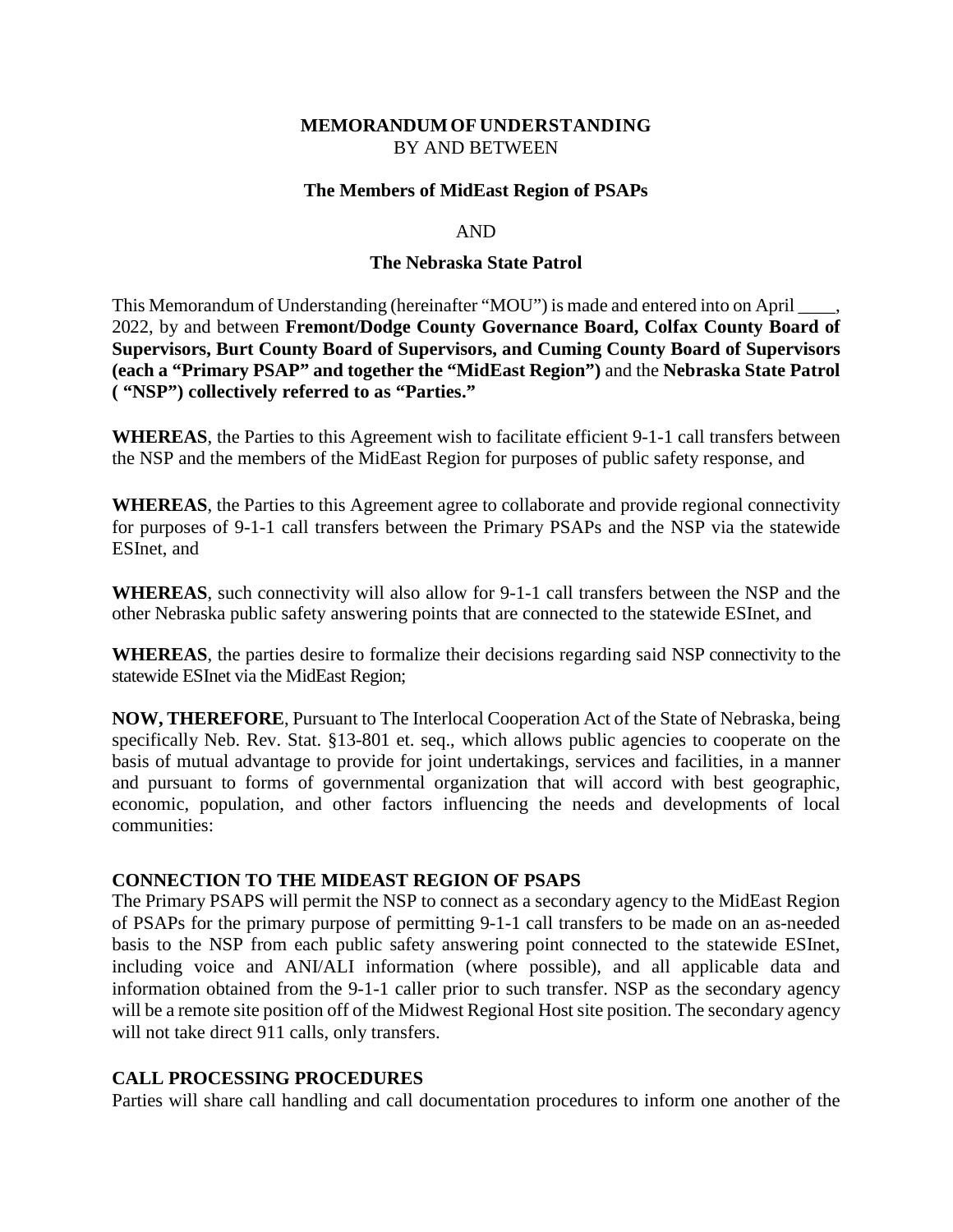**MEMORANDUM OF UNDERSTANDING**
BY AND BETWEEN

**The Members of MidEast Region of PSAPs**

AND

**The Nebraska State Patrol**

This Memorandum of Understanding (hereinafter "MOU") is made and entered into on April ____, 2022, by and between **Fremont/Dodge County Governance Board, Colfax County Board of Supervisors, Burt County Board of Supervisors, and Cuming County Board of Supervisors (each a "Primary PSAP" and together the "MidEast Region")** and the **Nebraska State Patrol ( "NSP") collectively referred to as "Parties."**

**WHEREAS**, the Parties to this Agreement wish to facilitate efficient 9-1-1 call transfers between the NSP and the members of the MidEast Region for purposes of public safety response, and

**WHEREAS**, the Parties to this Agreement agree to collaborate and provide regional connectivity for purposes of 9-1-1 call transfers between the Primary PSAPs and the NSP via the statewide ESInet, and

**WHEREAS**, such connectivity will also allow for 9-1-1 call transfers between the NSP and the other Nebraska public safety answering points that are connected to the statewide ESInet, and

**WHEREAS**, the parties desire to formalize their decisions regarding said NSP connectivity to the statewide ESInet via the MidEast Region;

**NOW, THEREFORE**, Pursuant to The Interlocal Cooperation Act of the State of Nebraska, being specifically Neb. Rev. Stat. §13-801 et. seq., which allows public agencies to cooperate on the basis of mutual advantage to provide for joint undertakings, services and facilities, in a manner and pursuant to forms of governmental organization that will accord with best geographic, economic, population, and other factors influencing the needs and developments of local communities:

**CONNECTION TO THE MIDEAST REGION OF PSAPS**

The Primary PSAPS will permit the NSP to connect as a secondary agency to the MidEast Region of PSAPs for the primary purpose of permitting 9-1-1 call transfers to be made on an as-needed basis to the NSP from each public safety answering point connected to the statewide ESInet, including voice and ANI/ALI information (where possible), and all applicable data and information obtained from the 9-1-1 caller prior to such transfer. NSP as the secondary agency will be a remote site position off of the Midwest Regional Host site position. The secondary agency will not take direct 911 calls, only transfers.

**CALL PROCESSING PROCEDURES**

Parties will share call handling and call documentation procedures to inform one another of the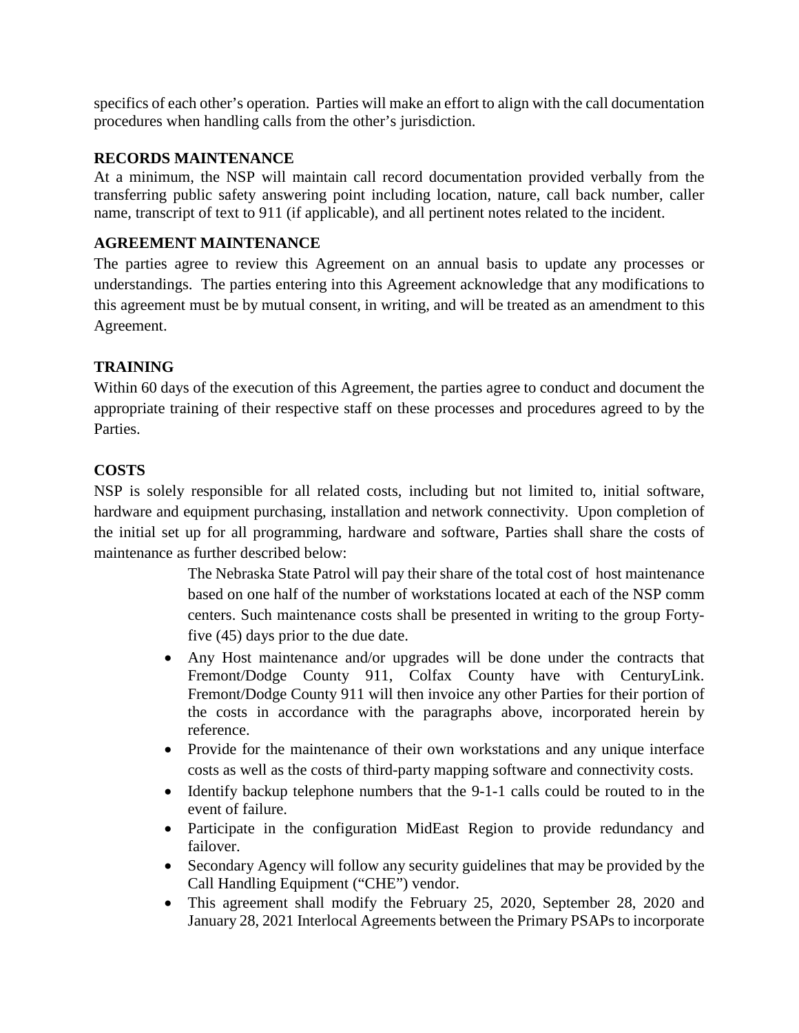specifics of each other's operation. Parties will make an effort to align with the call documentation procedures when handling calls from the other's jurisdiction.

**RECORDS MAINTENANCE**

At a minimum, the NSP will maintain call record documentation provided verbally from the transferring public safety answering point including location, nature, call back number, caller name, transcript of text to 911 (if applicable), and all pertinent notes related to the incident.

**AGREEMENT MAINTENANCE**

The parties agree to review this Agreement on an annual basis to update any processes or understandings. The parties entering into this Agreement acknowledge that any modifications to this agreement must be by mutual consent, in writing, and will be treated as an amendment to this Agreement.

**TRAINING**

Within 60 days of the execution of this Agreement, the parties agree to conduct and document the appropriate training of their respective staff on these processes and procedures agreed to by the Parties.

**COSTS**

NSP is solely responsible for all related costs, including but not limited to, initial software, hardware and equipment purchasing, installation and network connectivity. Upon completion of the initial set up for all programming, hardware and software, Parties shall share the costs of maintenance as further described below:

> The Nebraska State Patrol will pay their share of the total cost of host maintenance based on one half of the number of workstations located at each of the NSP comm centers. Such maintenance costs shall be presented in writing to the group Forty-five (45) days prior to the due date.

- Any Host maintenance and/or upgrades will be done under the contracts that Fremont/Dodge County 911, Colfax County have with CenturyLink. Fremont/Dodge County 911 will then invoice any other Parties for their portion of the costs in accordance with the paragraphs above, incorporated herein by reference.
- Provide for the maintenance of their own workstations and any unique interface costs as well as the costs of third-party mapping software and connectivity costs.
- Identify backup telephone numbers that the 9-1-1 calls could be routed to in the event of failure.
- Participate in the configuration MidEast Region to provide redundancy and failover.
- Secondary Agency will follow any security guidelines that may be provided by the Call Handling Equipment ("CHE") vendor.
- This agreement shall modify the February 25, 2020, September 28, 2020 and January 28, 2021 Interlocal Agreements between the Primary PSAPs to incorporate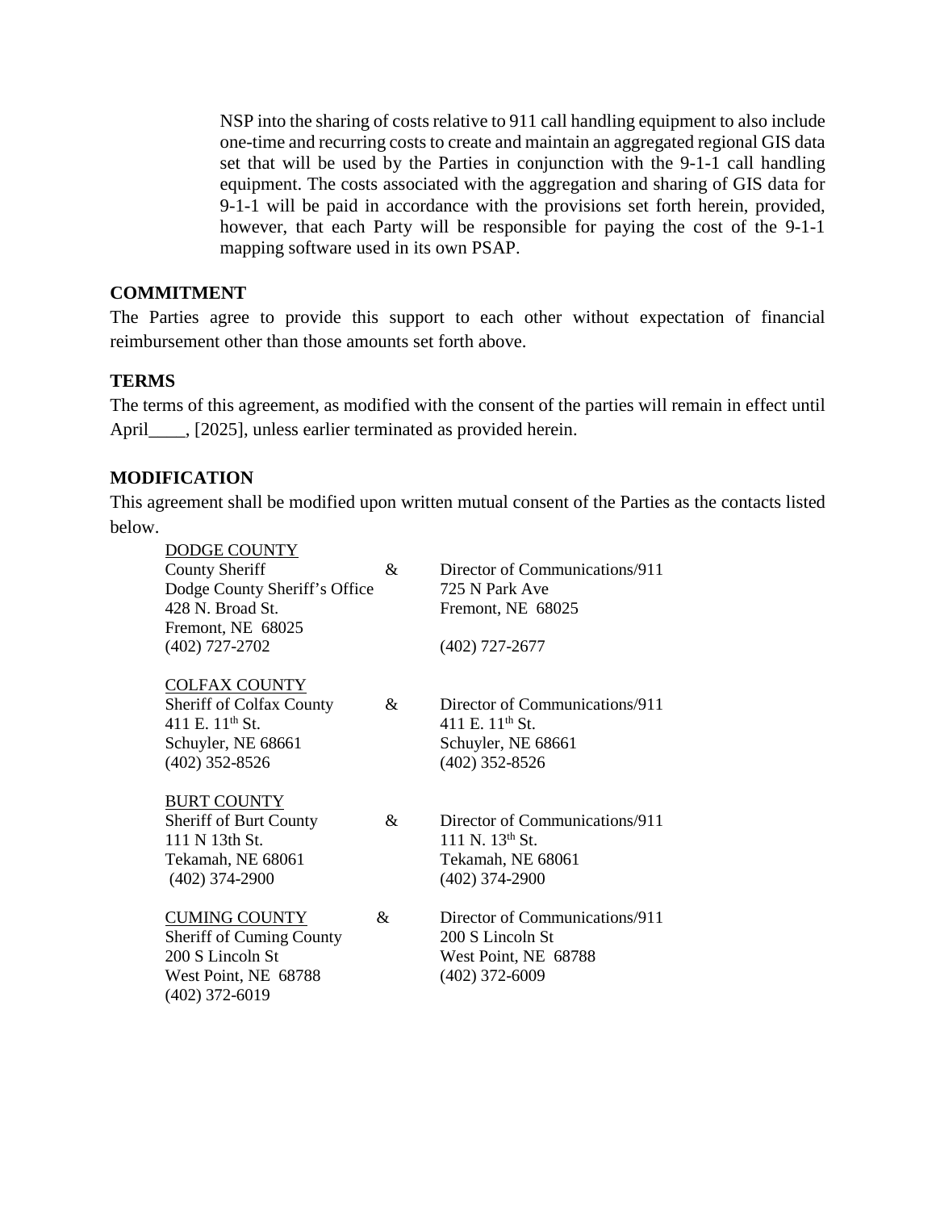NSP into the sharing of costs relative to 911 call handling equipment to also include one-time and recurring costs to create and maintain an aggregated regional GIS data set that will be used by the Parties in conjunction with the 9-1-1 call handling equipment. The costs associated with the aggregation and sharing of GIS data for 9-1-1 will be paid in accordance with the provisions set forth herein, provided, however, that each Party will be responsible for paying the cost of the 9-1-1 mapping software used in its own PSAP.

**COMMITMENT**

The Parties agree to provide this support to each other without expectation of financial reimbursement other than those amounts set forth above.

**TERMS**

The terms of this agreement, as modified with the consent of the parties will remain in effect until April____, [2025], unless earlier terminated as provided herein.

**MODIFICATION**

This agreement shall be modified upon written mutual consent of the Parties as the contacts listed below.

DODGE COUNTY
County Sheriff &
Dodge County Sheriff's Office
428 N. Broad St.
Fremont, NE 68025
(402) 727-2702

Director of Communications/911
725 N Park Ave
Fremont, NE 68025
(402) 727-2677

COLFAX COUNTY
Sheriff of Colfax County &
411 E. 11th St.
Schuyler, NE 68661
(402) 352-8526

Director of Communications/911
411 E. 11th St.
Schuyler, NE 68661
(402) 352-8526

BURT COUNTY
Sheriff of Burt County &
111 N 13th St.
Tekamah, NE 68061
(402) 374-2900

Director of Communications/911
111 N. 13th St.
Tekamah, NE 68061
(402) 374-2900

CUMING COUNTY &
Sheriff of Cuming County
200 S Lincoln St
West Point, NE 68788
(402) 372-6019

Director of Communications/911
200 S Lincoln St
West Point, NE 68788
(402) 372-6009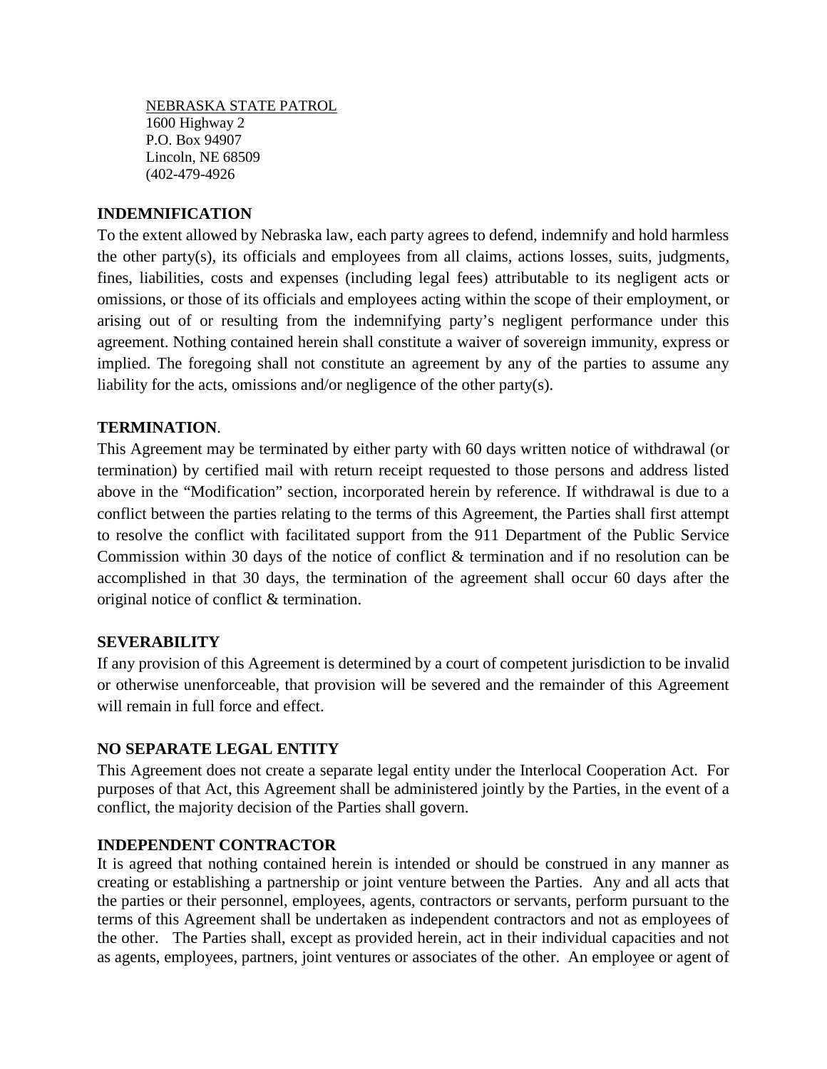<u>NEBRASKA STATE PATROL</u>
1600 Highway 2
P.O. Box 94907
Lincoln, NE 68509
(402-479-4926

**INDEMNIFICATION**

To the extent allowed by Nebraska law, each party agrees to defend, indemnify and hold harmless the other party(s), its officials and employees from all claims, actions losses, suits, judgments, fines, liabilities, costs and expenses (including legal fees) attributable to its negligent acts or omissions, or those of its officials and employees acting within the scope of their employment, or arising out of or resulting from the indemnifying party's negligent performance under this agreement. Nothing contained herein shall constitute a waiver of sovereign immunity, express or implied. The foregoing shall not constitute an agreement by any of the parties to assume any liability for the acts, omissions and/or negligence of the other party(s).

**TERMINATION**.

This Agreement may be terminated by either party with 60 days written notice of withdrawal (or termination) by certified mail with return receipt requested to those persons and address listed above in the "Modification" section, incorporated herein by reference. If withdrawal is due to a conflict between the parties relating to the terms of this Agreement, the Parties shall first attempt to resolve the conflict with facilitated support from the 911 Department of the Public Service Commission within 30 days of the notice of conflict & termination and if no resolution can be accomplished in that 30 days, the termination of the agreement shall occur 60 days after the original notice of conflict & termination.

**SEVERABILITY**

If any provision of this Agreement is determined by a court of competent jurisdiction to be invalid or otherwise unenforceable, that provision will be severed and the remainder of this Agreement will remain in full force and effect.

**NO SEPARATE LEGAL ENTITY**

This Agreement does not create a separate legal entity under the Interlocal Cooperation Act. For purposes of that Act, this Agreement shall be administered jointly by the Parties, in the event of a conflict, the majority decision of the Parties shall govern.

**INDEPENDENT CONTRACTOR**

It is agreed that nothing contained herein is intended or should be construed in any manner as creating or establishing a partnership or joint venture between the Parties. Any and all acts that the parties or their personnel, employees, agents, contractors or servants, perform pursuant to the terms of this Agreement shall be undertaken as independent contractors and not as employees of the other. The Parties shall, except as provided herein, act in their individual capacities and not as agents, employees, partners, joint ventures or associates of the other. An employee or agent of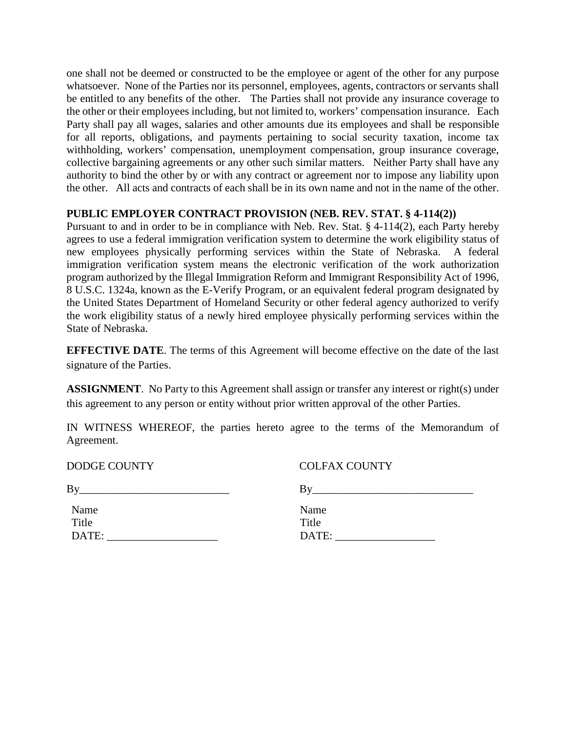one shall not be deemed or constructed to be the employee or agent of the other for any purpose whatsoever. None of the Parties nor its personnel, employees, agents, contractors or servants shall be entitled to any benefits of the other. The Parties shall not provide any insurance coverage to the other or their employees including, but not limited to, workers' compensation insurance. Each Party shall pay all wages, salaries and other amounts due its employees and shall be responsible for all reports, obligations, and payments pertaining to social security taxation, income tax withholding, workers' compensation, unemployment compensation, group insurance coverage, collective bargaining agreements or any other such similar matters. Neither Party shall have any authority to bind the other by or with any contract or agreement nor to impose any liability upon the other. All acts and contracts of each shall be in its own name and not in the name of the other.

**PUBLIC EMPLOYER CONTRACT PROVISION (NEB. REV. STAT. § 4-114(2))**
Pursuant to and in order to be in compliance with Neb. Rev. Stat. § 4-114(2), each Party hereby agrees to use a federal immigration verification system to determine the work eligibility status of new employees physically performing services within the State of Nebraska. A federal immigration verification system means the electronic verification of the work authorization program authorized by the Illegal Immigration Reform and Immigrant Responsibility Act of 1996, 8 U.S.C. 1324a, known as the E-Verify Program, or an equivalent federal program designated by the United States Department of Homeland Security or other federal agency authorized to verify the work eligibility status of a newly hired employee physically performing services within the State of Nebraska.

**EFFECTIVE DATE**. The terms of this Agreement will become effective on the date of the last signature of the Parties.

**ASSIGNMENT**. No Party to this Agreement shall assign or transfer any interest or right(s) under this agreement to any person or entity without prior written approval of the other Parties.

IN WITNESS WHEREOF, the parties hereto agree to the terms of the Memorandum of Agreement.

DODGE COUNTY

By___________________________

Name
Title
DATE: ____________________

COLFAX COUNTY

By_____________________________

Name
Title
DATE: __________________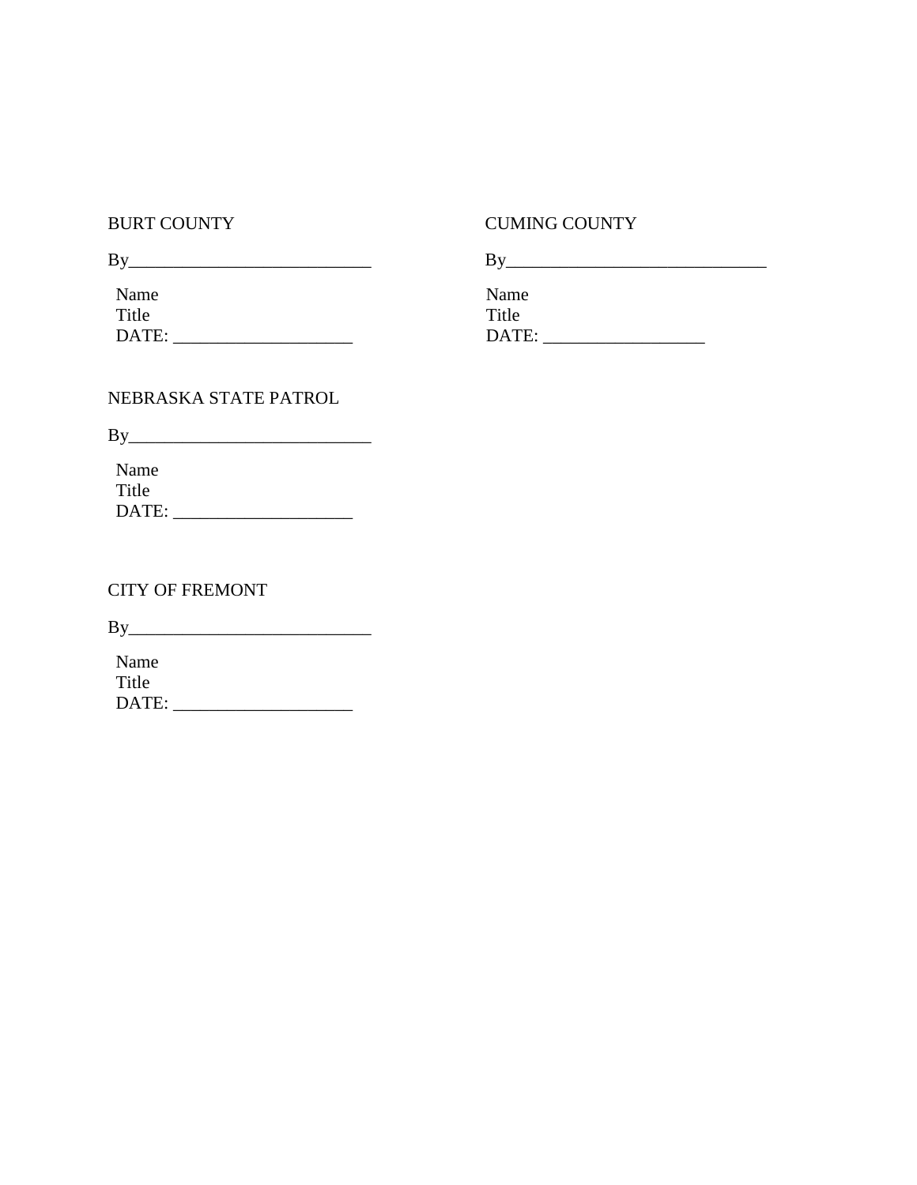BURT COUNTY

By___________________________

Name
Title
DATE: ____________________

CUMING COUNTY

By_____________________________

Name
Title
DATE: __________________

NEBRASKA STATE PATROL

By___________________________

Name
Title
DATE: ____________________

CITY OF FREMONT

By___________________________

Name
Title
DATE: ____________________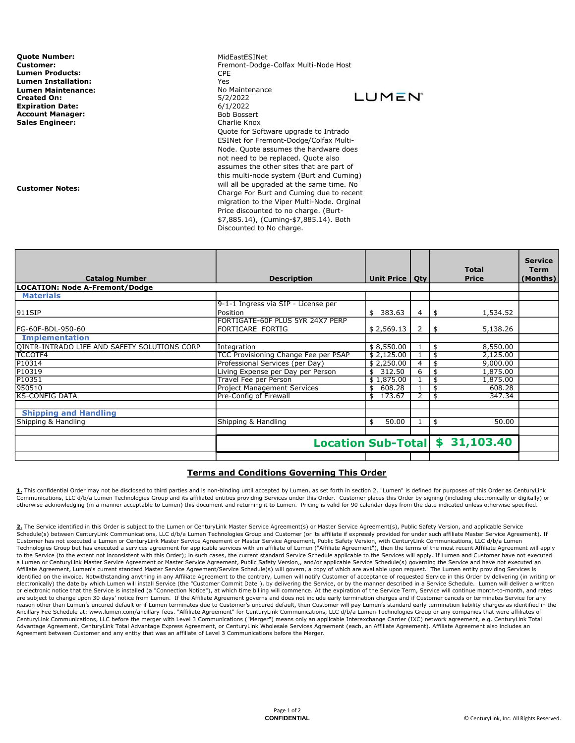**Quote Number:** MidEastESINet
**Customer:** Fremont-Dodge-Colfax Multi-Node Host
**Lumen Products:** CPE
**Lumen Installation:** Yes
**Lumen Maintenance:** No Maintenance
**Created On:** 5/2/2022
**Expiration Date:** 6/1/2022
**Account Manager:** Bob Bossert
**Sales Engineer:** Charlie Knox

LUMEN

**Customer Notes:** Quote for Software upgrade to Intrado ESINet for Fremont-Dodge/Colfax Multi-Node. Quote assumes the hardware does not need to be replaced. Quote also assumes the other sites that are part of this multi-node system (Burt and Cuming) will all be upgraded at the same time. No Charge For Burt and Cuming due to recent migration to the Viper Multi-Node. Orginal Price discounted to no charge. (Burt-$7,885.14), (Cuming-$7,885.14). Both Discounted to No charge.

| Catalog Number | Description | Unit Price | Qty | Total Price | Service Term (Months) |
|---|---|---|---|---|---|
| **LOCATION: Node A-Fremont/Dodge** | | | | | |
| **Materials** | | | | | |
| 911SIP | 9-1-1 Ingress via SIP - License per Position | $ 383.63 | 4 | $ 1,534.52 | |
| FG-60F-BDL-950-60 | FORTIGATE-60F PLUS 5YR 24X7 PERP FORTICARE FORTIG | $ 2,569.13 | 2 | $ 5,138.26 | |
| **Implementation** | | | | | |
| QINTR-INTRADO LIFE AND SAFETY SOLUTIONS CORP | Integration | $ 8,550.00 | 1 | $ 8,550.00 | |
| TCCOTF4 | TCC Provisioning Change Fee per PSAP | $ 2,125.00 | 1 | $ 2,125.00 | |
| P10314 | Professional Services (per Day) | $ 2,250.00 | 4 | $ 9,000.00 | |
| P10319 | Living Expense per Day per Person | $ 312.50 | 6 | $ 1,875.00 | |
| P10351 | Travel Fee per Person | $ 1,875.00 | 1 | $ 1,875.00 | |
| 950510 | Project Management Services | $ 608.28 | 1 | $ 608.28 | |
| KS-CONFIG DATA | Pre-Config of Firewall | $ 173.67 | 2 | $ 347.34 | |
| | | | | | |
| **Shipping and Handling** | | | | | |
| Shipping & Handling | Shipping & Handling | $ 50.00 | 1 | $ 50.00 | |
| | | | | | |
| | **Location Sub-Total** | | | **$ 31,103.40** | |

## Terms and Conditions Governing This Order

**1.** This confidential Order may not be disclosed to third parties and is non-binding until accepted by Lumen, as set forth in section 2. "Lumen" is defined for purposes of this Order as CenturyLink Communications, LLC d/b/a Lumen Technologies Group and its affiliated entities providing Services under this Order. Customer places this Order by signing (including electronically or digitally) or otherwise acknowledging (in a manner acceptable to Lumen) this document and returning it to Lumen. Pricing is valid for 90 calendar days from the date indicated unless otherwise specified.

**2.** The Service identified in this Order is subject to the Lumen or CenturyLink Master Service Agreement(s) or Master Service Agreement(s), Public Safety Version, and applicable Service Schedule(s) between CenturyLink Communications, LLC d/b/a Lumen Technologies Group and Customer (or its affiliate if expressly provided for under such affiliate Master Service Agreement). If Customer has not executed a Lumen or CenturyLink Master Service Agreement or Master Service Agreement, Public Safety Version, with CenturyLink Communications, LLC d/b/a Lumen Technologies Group but has executed a services agreement for applicable services with an affiliate of Lumen ("Affiliate Agreement"), then the terms of the most recent Affiliate Agreement will apply to the Service (to the extent not inconsistent with this Order); in such cases, the current standard Service Schedule applicable to the Services will apply. If Lumen and Customer have not executed a Lumen or CenturyLink Master Service Agreement or Master Service Agreement, Public Safety Version,, and/or applicable Service Schedule(s) governing the Service and have not executed an Affiliate Agreement, Lumen's current standard Master Service Agreement/Service Schedule(s) will govern, a copy of which are available upon request. The Lumen entity providing Services is identified on the invoice. Notwithstanding anything in any Affiliate Agreement to the contrary, Lumen will notify Customer of acceptance of requested Service in this Order by delivering (in writing or electronically) the date by which Lumen will install Service (the "Customer Commit Date"), by delivering the Service, or by the manner described in a Service Schedule. Lumen will deliver a written or electronic notice that the Service is installed (a "Connection Notice"), at which time billing will commence. At the expiration of the Service Term, Service will continue month-to-month, and rates are subject to change upon 30 days' notice from Lumen. If the Affiliate Agreement governs and does not include early termination charges and if Customer cancels or terminates Service for any reason other than Lumen's uncured default or if Lumen terminates due to Customer's uncured default, then Customer will pay Lumen's standard early termination liability charges as identified in the Ancillary Fee Schedule at: www.lumen.com/ancillary-fees. "Affiliate Agreement" for CenturyLink Communications, LLC d/b/a Lumen Technologies Group or any companies that were affiliates of CenturyLink Communications, LLC before the merger with Level 3 Communications ("Merger") means only an applicable Interexchange Carrier (IXC) network agreement, e.g. CenturyLink Total Advantage Agreement, CenturyLink Total Advantage Express Agreement, or CenturyLink Wholesale Services Agreement (each, an Affiliate Agreement). Affiliate Agreement also includes an Agreement between Customer and any entity that was an affiliate of Level 3 Communications before the Merger.

CONFIDENTIAL

© CenturyLink, Inc. All Rights Reserved.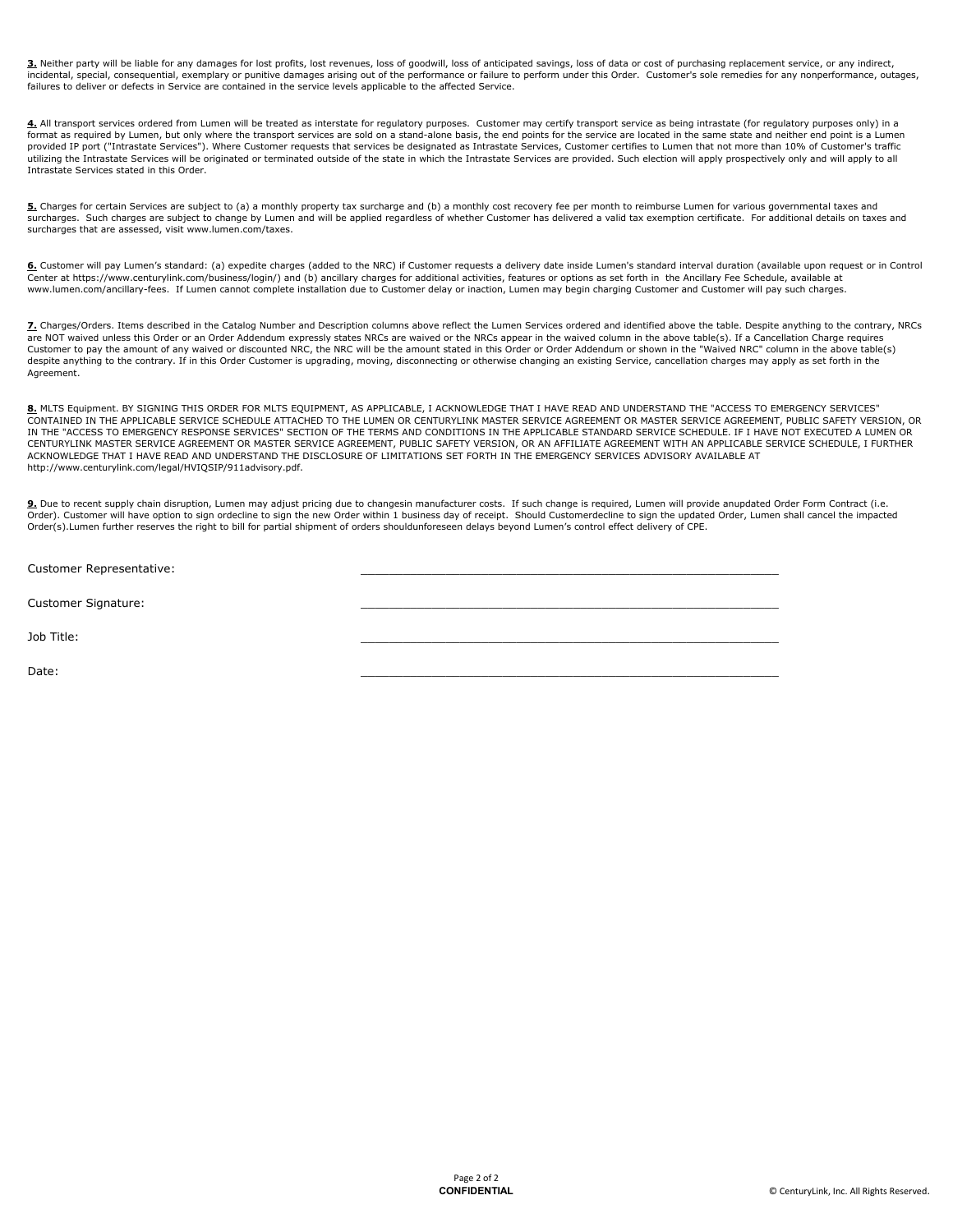**3.** Neither party will be liable for any damages for lost profits, lost revenues, loss of goodwill, loss of anticipated savings, loss of data or cost of purchasing replacement service, or any indirect, incidental, special, consequential, exemplary or punitive damages arising out of the performance or failure to perform under this Order. Customer's sole remedies for any nonperformance, outages, failures to deliver or defects in Service are contained in the service levels applicable to the affected Service.

**4.** All transport services ordered from Lumen will be treated as interstate for regulatory purposes. Customer may certify transport service as being intrastate (for regulatory purposes only) in a format as required by Lumen, but only where the transport services are sold on a stand-alone basis, the end points for the service are located in the same state and neither end point is a Lumen provided IP port ("Intrastate Services"). Where Customer requests that services be designated as Intrastate Services, Customer certifies to Lumen that not more than 10% of Customer's traffic utilizing the Intrastate Services will be originated or terminated outside of the state in which the Intrastate Services are provided. Such election will apply prospectively only and will apply to all Intrastate Services stated in this Order.

**5.** Charges for certain Services are subject to (a) a monthly property tax surcharge and (b) a monthly cost recovery fee per month to reimburse Lumen for various governmental taxes and surcharges. Such charges are subject to change by Lumen and will be applied regardless of whether Customer has delivered a valid tax exemption certificate. For additional details on taxes and surcharges that are assessed, visit www.lumen.com/taxes.

**6.** Customer will pay Lumen's standard: (a) expedite charges (added to the NRC) if Customer requests a delivery date inside Lumen's standard interval duration (available upon request or in Control Center at https://www.centurylink.com/business/login/) and (b) ancillary charges for additional activities, features or options as set forth in the Ancillary Fee Schedule, available at www.lumen.com/ancillary-fees. If Lumen cannot complete installation due to Customer delay or inaction, Lumen may begin charging Customer and Customer will pay such charges.

**7.** Charges/Orders. Items described in the Catalog Number and Description columns above reflect the Lumen Services ordered and identified above the table. Despite anything to the contrary, NRCs are NOT waived unless this Order or an Order Addendum expressly states NRCs are waived or the NRCs appear in the waived column in the above table(s). If a Cancellation Charge requires Customer to pay the amount of any waived or discounted NRC, the NRC will be the amount stated in this Order or Order Addendum or shown in the "Waived NRC" column in the above table(s) despite anything to the contrary. If in this Order Customer is upgrading, moving, disconnecting or otherwise changing an existing Service, cancellation charges may apply as set forth in the Agreement.

**8.** MLTS Equipment. BY SIGNING THIS ORDER FOR MLTS EQUIPMENT, AS APPLICABLE, I ACKNOWLEDGE THAT I HAVE READ AND UNDERSTAND THE "ACCESS TO EMERGENCY SERVICES" CONTAINED IN THE APPLICABLE SERVICE SCHEDULE ATTACHED TO THE LUMEN OR CENTURYLINK MASTER SERVICE AGREEMENT OR MASTER SERVICE AGREEMENT, PUBLIC SAFETY VERSION, OR IN THE "ACCESS TO EMERGENCY RESPONSE SERVICES" SECTION OF THE TERMS AND CONDITIONS IN THE APPLICABLE STANDARD SERVICE SCHEDULE. IF I HAVE NOT EXECUTED A LUMEN OR CENTURYLINK MASTER SERVICE AGREEMENT OR MASTER SERVICE AGREEMENT, PUBLIC SAFETY VERSION, OR AN AFFILIATE AGREEMENT WITH AN APPLICABLE SERVICE SCHEDULE, I FURTHER ACKNOWLEDGE THAT I HAVE READ AND UNDERSTAND THE DISCLOSURE OF LIMITATIONS SET FORTH IN THE EMERGENCY SERVICES ADVISORY AVAILABLE AT http://www.centurylink.com/legal/HVIQSIP/911advisory.pdf.

**9.** Due to recent supply chain disruption, Lumen may adjust pricing due to changesin manufacturer costs. If such change is required, Lumen will provide anupdated Order Form Contract (i.e. Order). Customer will have option to sign ordecline to sign the new Order within 1 business day of receipt. Should Customerdecline to sign the updated Order, Lumen shall cancel the impacted Order(s).Lumen further reserves the right to bill for partial shipment of orders shouldunforeseen delays beyond Lumen's control effect delivery of CPE.

Customer Representative: ____________________________________________

Customer Signature: ____________________________________________

Job Title: ____________________________________________

Date: ____________________________________________

CONFIDENTIAL

© CenturyLink, Inc. All Rights Reserved.